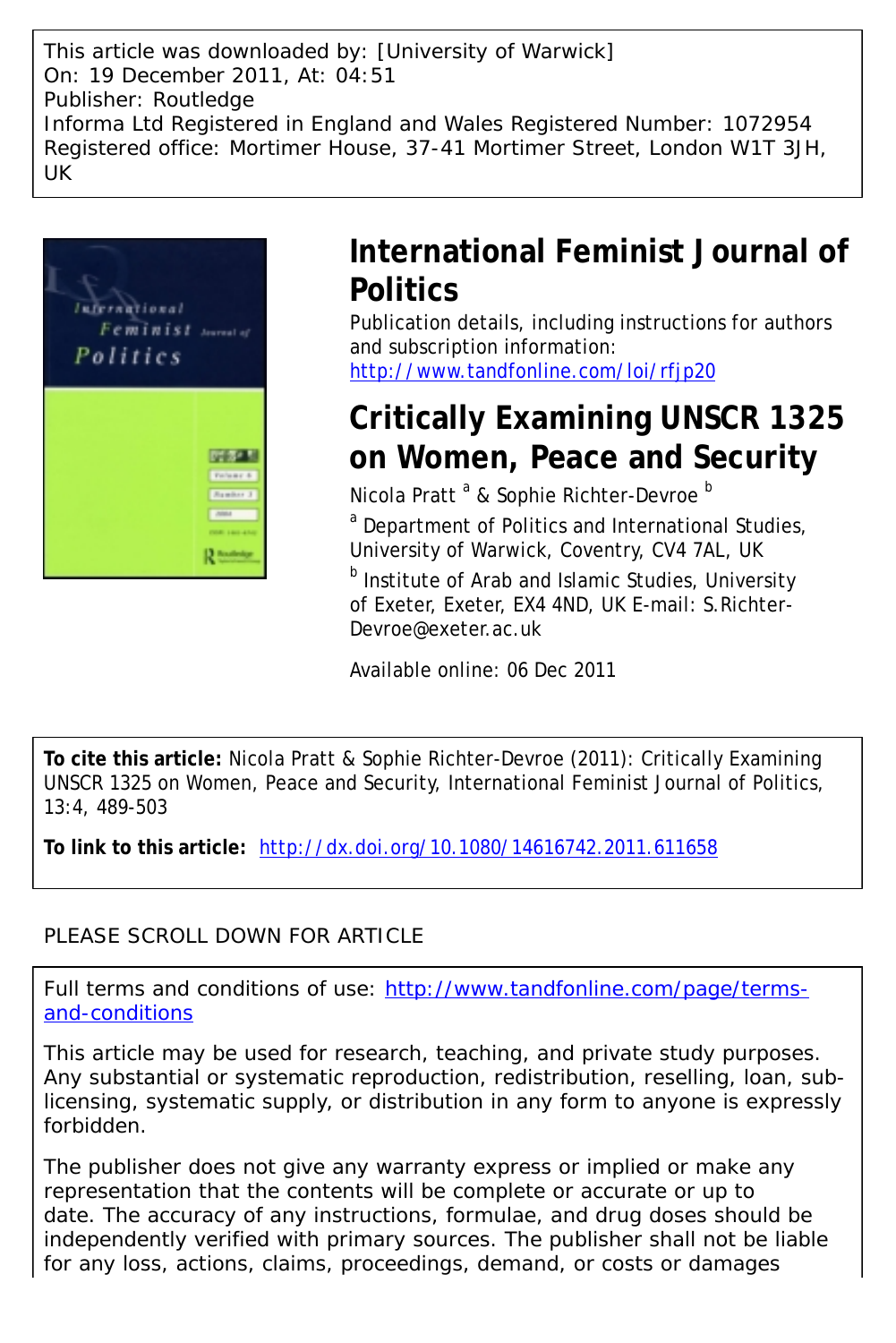This article was downloaded by: [University of Warwick]
On: 19 December 2011, At: 04:51
Publisher: Routledge
Informa Ltd Registered in England and Wales Registered Number: 1072954
Registered office: Mortimer House, 37-41 Mortimer Street, London W1T 3JH, UK

# International Feminist Journal of Politics

Publication details, including instructions for authors and subscription information:
http://www.tandfonline.com/loi/rfjp20

# Critically Examining UNSCR 1325 on Women, Peace and Security

Nicola Pratt [a] & Sophie Richter-Devroe [b]

[a] Department of Politics and International Studies, University of Warwick, Coventry, CV4 7AL, UK

[b] Institute of Arab and Islamic Studies, University of Exeter, Exeter, EX4 4ND, UK E-mail: S.Richter-Devroe@exeter.ac.uk

Available online: 06 Dec 2011

**To cite this article:** Nicola Pratt & Sophie Richter-Devroe (2011): Critically Examining UNSCR 1325 on Women, Peace and Security, International Feminist Journal of Politics, 13:4, 489-503

**To link to this article:** http://dx.doi.org/10.1080/14616742.2011.611658

PLEASE SCROLL DOWN FOR ARTICLE

Full terms and conditions of use: http://www.tandfonline.com/page/terms-and-conditions

This article may be used for research, teaching, and private study purposes. Any substantial or systematic reproduction, redistribution, reselling, loan, sub-licensing, systematic supply, or distribution in any form to anyone is expressly forbidden.

The publisher does not give any warranty express or implied or make any representation that the contents will be complete or accurate or up to date. The accuracy of any instructions, formulae, and drug doses should be independently verified with primary sources. The publisher shall not be liable for any loss, actions, claims, proceedings, demand, or costs or damages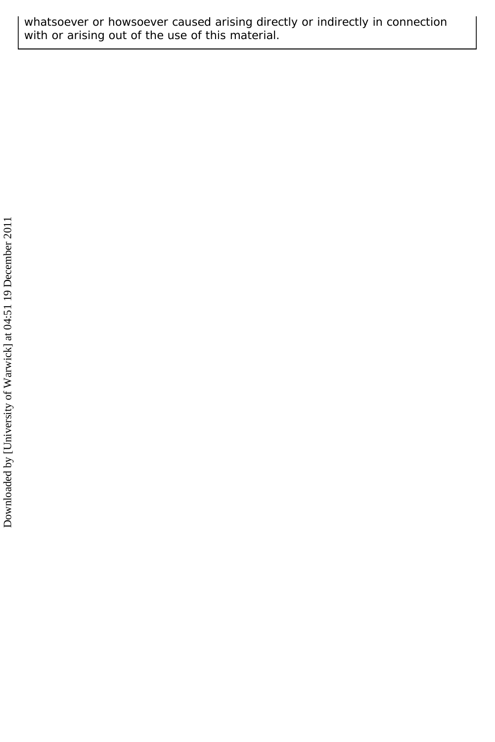whatsoever or howsoever caused arising directly or indirectly in connection with or arising out of the use of this material.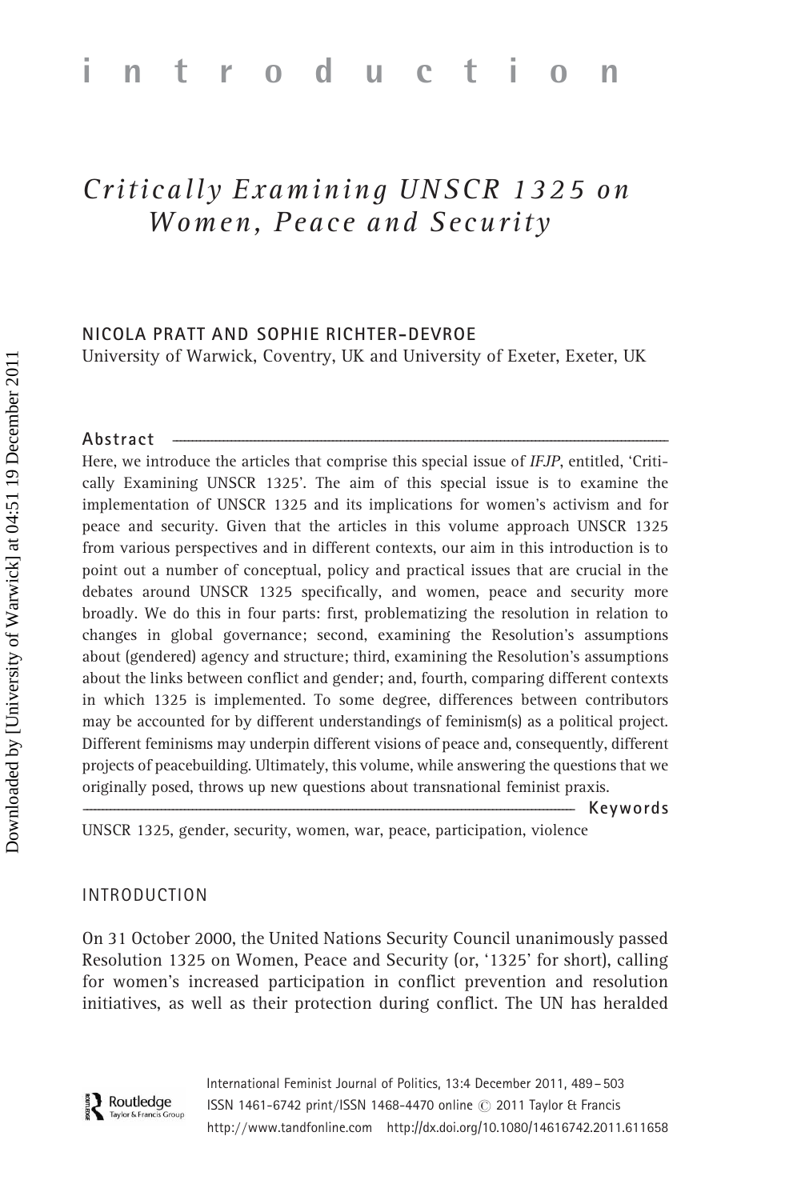# introduction

## *Critically Examining UNSCR 1325 on Women, Peace and Security*

NICOLA PRATT AND SOPHIE RICHTER-DEVROE
University of Warwick, Coventry, UK and University of Exeter, Exeter, UK

### Abstract

Here, we introduce the articles that comprise this special issue of *IFJP*, entitled, 'Critically Examining UNSCR 1325'. The aim of this special issue is to examine the implementation of UNSCR 1325 and its implications for women's activism and for peace and security. Given that the articles in this volume approach UNSCR 1325 from various perspectives and in different contexts, our aim in this introduction is to point out a number of conceptual, policy and practical issues that are crucial in the debates around UNSCR 1325 specifically, and women, peace and security more broadly. We do this in four parts: first, problematizing the resolution in relation to changes in global governance; second, examining the Resolution's assumptions about (gendered) agency and structure; third, examining the Resolution's assumptions about the links between conflict and gender; and, fourth, comparing different contexts in which 1325 is implemented. To some degree, differences between contributors may be accounted for by different understandings of feminism(s) as a political project. Different feminisms may underpin different visions of peace and, consequently, different projects of peacebuilding. Ultimately, this volume, while answering the questions that we originally posed, throws up new questions about transnational feminist praxis.

### Keywords

UNSCR 1325, gender, security, women, war, peace, participation, violence

## INTRODUCTION

On 31 October 2000, the United Nations Security Council unanimously passed Resolution 1325 on Women, Peace and Security (or, '1325' for short), calling for women's increased participation in conflict prevention and resolution initiatives, as well as their protection during conflict. The UN has heralded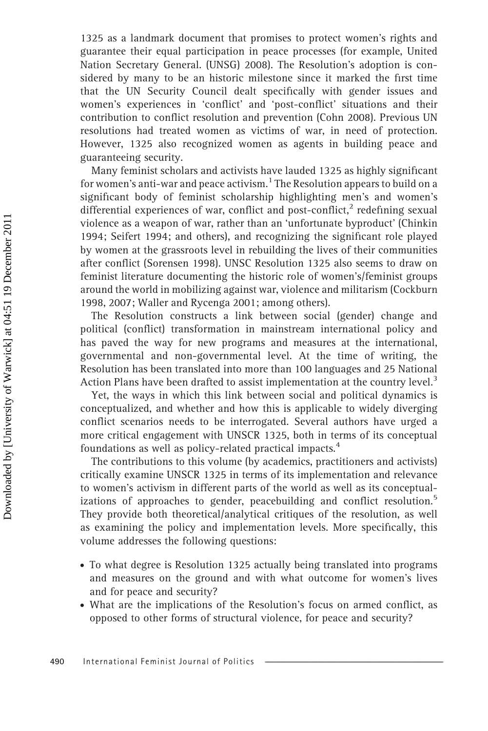1325 as a landmark document that promises to protect women's rights and guarantee their equal participation in peace processes (for example, United Nation Secretary General. (UNSG) 2008). The Resolution's adoption is considered by many to be an historic milestone since it marked the first time that the UN Security Council dealt specifically with gender issues and women's experiences in 'conflict' and 'post-conflict' situations and their contribution to conflict resolution and prevention (Cohn 2008). Previous UN resolutions had treated women as victims of war, in need of protection. However, 1325 also recognized women as agents in building peace and guaranteeing security.

Many feminist scholars and activists have lauded 1325 as highly significant for women's anti-war and peace activism.[1] The Resolution appears to build on a significant body of feminist scholarship highlighting men's and women's differential experiences of war, conflict and post-conflict,[2] redefining sexual violence as a weapon of war, rather than an 'unfortunate byproduct' (Chinkin 1994; Seifert 1994; and others), and recognizing the significant role played by women at the grassroots level in rebuilding the lives of their communities after conflict (Sorensen 1998). UNSC Resolution 1325 also seems to draw on feminist literature documenting the historic role of women's/feminist groups around the world in mobilizing against war, violence and militarism (Cockburn 1998, 2007; Waller and Rycenga 2001; among others).

The Resolution constructs a link between social (gender) change and political (conflict) transformation in mainstream international policy and has paved the way for new programs and measures at the international, governmental and non-governmental level. At the time of writing, the Resolution has been translated into more than 100 languages and 25 National Action Plans have been drafted to assist implementation at the country level.[3]

Yet, the ways in which this link between social and political dynamics is conceptualized, and whether and how this is applicable to widely diverging conflict scenarios needs to be interrogated. Several authors have urged a more critical engagement with UNSCR 1325, both in terms of its conceptual foundations as well as policy-related practical impacts.[4]

The contributions to this volume (by academics, practitioners and activists) critically examine UNSCR 1325 in terms of its implementation and relevance to women's activism in different parts of the world as well as its conceptualizations of approaches to gender, peacebuilding and conflict resolution.[5] They provide both theoretical/analytical critiques of the resolution, as well as examining the policy and implementation levels. More specifically, this volume addresses the following questions:

- To what degree is Resolution 1325 actually being translated into programs and measures on the ground and with what outcome for women's lives and for peace and security?
- What are the implications of the Resolution's focus on armed conflict, as opposed to other forms of structural violence, for peace and security?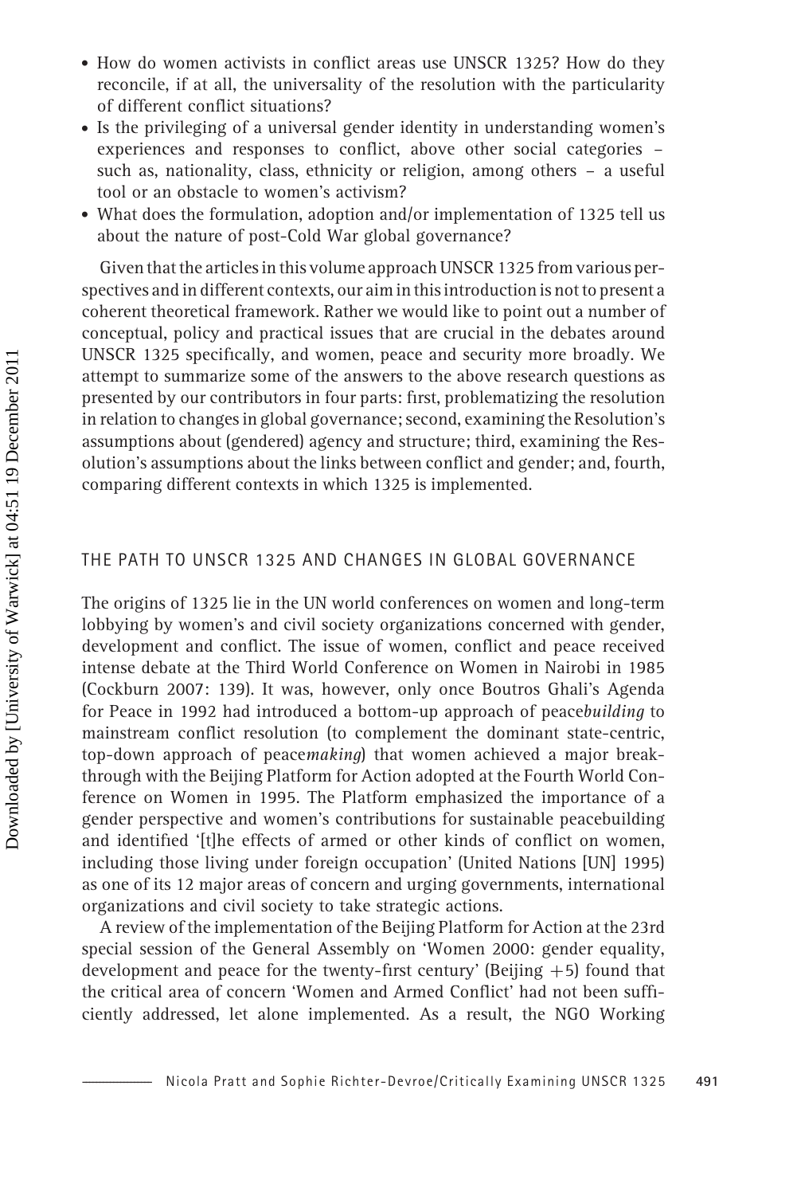- How do women activists in conflict areas use UNSCR 1325? How do they reconcile, if at all, the universality of the resolution with the particularity of different conflict situations?
- Is the privileging of a universal gender identity in understanding women's experiences and responses to conflict, above other social categories – such as, nationality, class, ethnicity or religion, among others – a useful tool or an obstacle to women's activism?
- What does the formulation, adoption and/or implementation of 1325 tell us about the nature of post-Cold War global governance?

Given that the articles in this volume approach UNSCR 1325 from various perspectives and in different contexts, our aim in this introduction is not to present a coherent theoretical framework. Rather we would like to point out a number of conceptual, policy and practical issues that are crucial in the debates around UNSCR 1325 specifically, and women, peace and security more broadly. We attempt to summarize some of the answers to the above research questions as presented by our contributors in four parts: first, problematizing the resolution in relation to changes in global governance; second, examining the Resolution's assumptions about (gendered) agency and structure; third, examining the Resolution's assumptions about the links between conflict and gender; and, fourth, comparing different contexts in which 1325 is implemented.

## THE PATH TO UNSCR 1325 AND CHANGES IN GLOBAL GOVERNANCE

The origins of 1325 lie in the UN world conferences on women and long-term lobbying by women's and civil society organizations concerned with gender, development and conflict. The issue of women, conflict and peace received intense debate at the Third World Conference on Women in Nairobi in 1985 (Cockburn 2007: 139). It was, however, only once Boutros Ghali's Agenda for Peace in 1992 had introduced a bottom-up approach of peace*building* to mainstream conflict resolution (to complement the dominant state-centric, top-down approach of peace*making*) that women achieved a major breakthrough with the Beijing Platform for Action adopted at the Fourth World Conference on Women in 1995. The Platform emphasized the importance of a gender perspective and women's contributions for sustainable peacebuilding and identified '[t]he effects of armed or other kinds of conflict on women, including those living under foreign occupation' (United Nations [UN] 1995) as one of its 12 major areas of concern and urging governments, international organizations and civil society to take strategic actions.

A review of the implementation of the Beijing Platform for Action at the 23rd special session of the General Assembly on 'Women 2000: gender equality, development and peace for the twenty-first century' (Beijing +5) found that the critical area of concern 'Women and Armed Conflict' had not been sufficiently addressed, let alone implemented. As a result, the NGO Working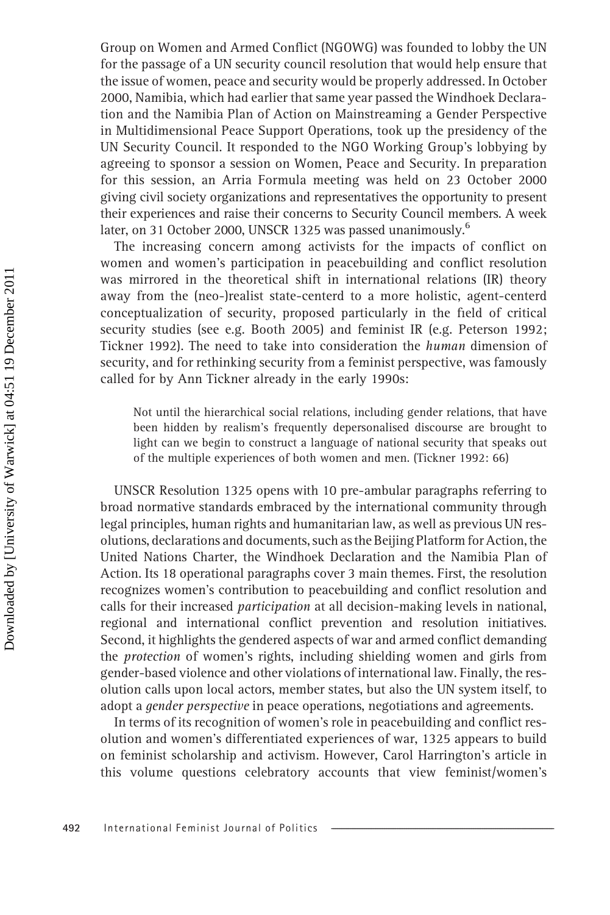Group on Women and Armed Conflict (NGOWG) was founded to lobby the UN for the passage of a UN security council resolution that would help ensure that the issue of women, peace and security would be properly addressed. In October 2000, Namibia, which had earlier that same year passed the Windhoek Declaration and the Namibia Plan of Action on Mainstreaming a Gender Perspective in Multidimensional Peace Support Operations, took up the presidency of the UN Security Council. It responded to the NGO Working Group's lobbying by agreeing to sponsor a session on Women, Peace and Security. In preparation for this session, an Arria Formula meeting was held on 23 October 2000 giving civil society organizations and representatives the opportunity to present their experiences and raise their concerns to Security Council members. A week later, on 31 October 2000, UNSCR 1325 was passed unanimously.[6]

The increasing concern among activists for the impacts of conflict on women and women's participation in peacebuilding and conflict resolution was mirrored in the theoretical shift in international relations (IR) theory away from the (neo-)realist state-centerd to a more holistic, agent-centerd conceptualization of security, proposed particularly in the field of critical security studies (see e.g. Booth 2005) and feminist IR (e.g. Peterson 1992; Tickner 1992). The need to take into consideration the *human* dimension of security, and for rethinking security from a feminist perspective, was famously called for by Ann Tickner already in the early 1990s:

> Not until the hierarchical social relations, including gender relations, that have been hidden by realism's frequently depersonalised discourse are brought to light can we begin to construct a language of national security that speaks out of the multiple experiences of both women and men. (Tickner 1992: 66)

UNSCR Resolution 1325 opens with 10 pre-ambular paragraphs referring to broad normative standards embraced by the international community through legal principles, human rights and humanitarian law, as well as previous UN resolutions, declarations and documents, such as the Beijing Platform for Action, the United Nations Charter, the Windhoek Declaration and the Namibia Plan of Action. Its 18 operational paragraphs cover 3 main themes. First, the resolution recognizes women's contribution to peacebuilding and conflict resolution and calls for their increased *participation* at all decision-making levels in national, regional and international conflict prevention and resolution initiatives. Second, it highlights the gendered aspects of war and armed conflict demanding the *protection* of women's rights, including shielding women and girls from gender-based violence and other violations of international law. Finally, the resolution calls upon local actors, member states, but also the UN system itself, to adopt a *gender perspective* in peace operations, negotiations and agreements.

In terms of its recognition of women's role in peacebuilding and conflict resolution and women's differentiated experiences of war, 1325 appears to build on feminist scholarship and activism. However, Carol Harrington's article in this volume questions celebratory accounts that view feminist/women's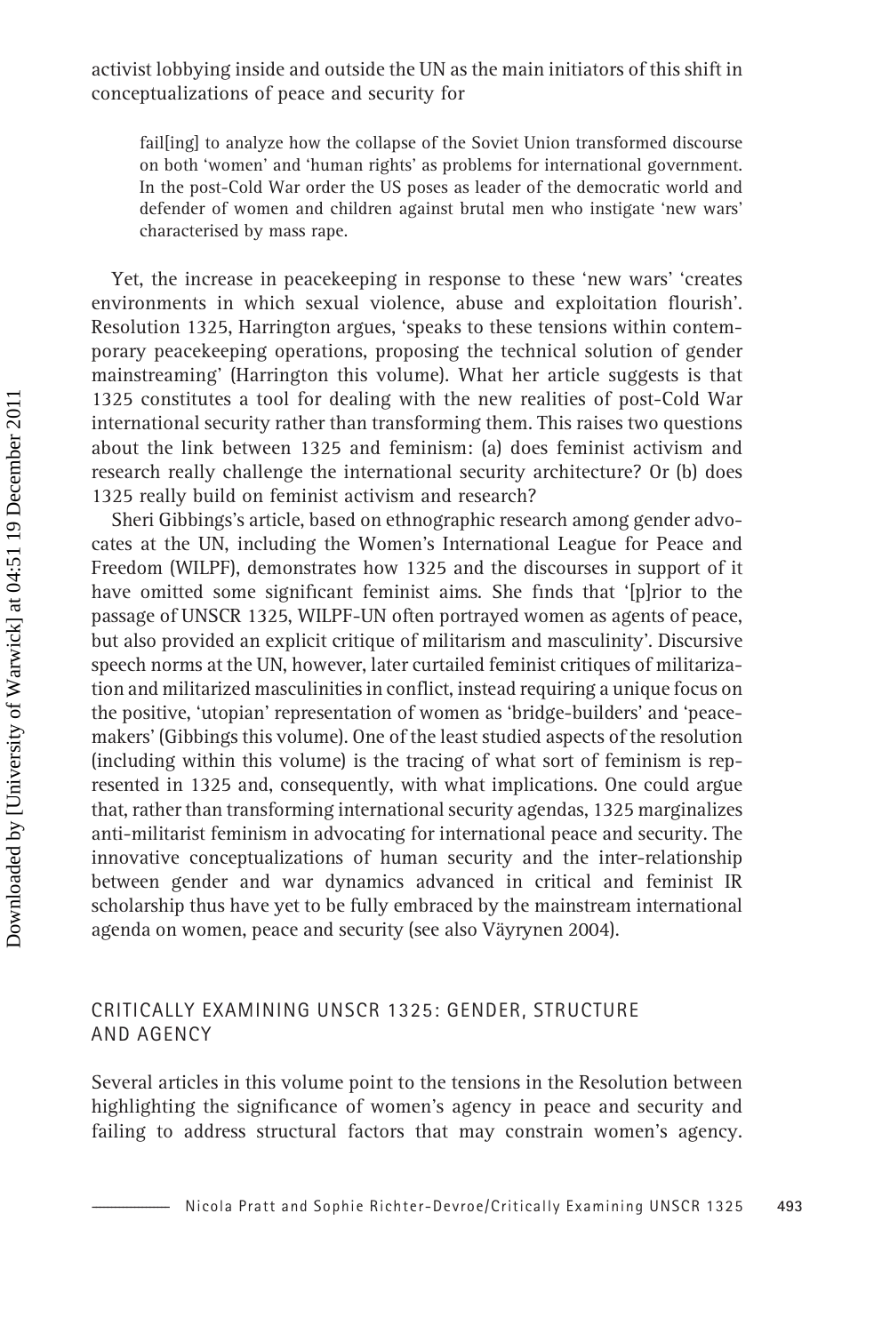activist lobbying inside and outside the UN as the main initiators of this shift in conceptualizations of peace and security for

> fail[ing] to analyze how the collapse of the Soviet Union transformed discourse on both 'women' and 'human rights' as problems for international government. In the post-Cold War order the US poses as leader of the democratic world and defender of women and children against brutal men who instigate 'new wars' characterised by mass rape.

Yet, the increase in peacekeeping in response to these 'new wars' 'creates environments in which sexual violence, abuse and exploitation flourish'. Resolution 1325, Harrington argues, 'speaks to these tensions within contemporary peacekeeping operations, proposing the technical solution of gender mainstreaming' (Harrington this volume). What her article suggests is that 1325 constitutes a tool for dealing with the new realities of post-Cold War international security rather than transforming them. This raises two questions about the link between 1325 and feminism: (a) does feminist activism and research really challenge the international security architecture? Or (b) does 1325 really build on feminist activism and research?

Sheri Gibbings's article, based on ethnographic research among gender advocates at the UN, including the Women's International League for Peace and Freedom (WILPF), demonstrates how 1325 and the discourses in support of it have omitted some significant feminist aims. She finds that '[p]rior to the passage of UNSCR 1325, WILPF-UN often portrayed women as agents of peace, but also provided an explicit critique of militarism and masculinity'. Discursive speech norms at the UN, however, later curtailed feminist critiques of militarization and militarized masculinities in conflict, instead requiring a unique focus on the positive, 'utopian' representation of women as 'bridge-builders' and 'peacemakers' (Gibbings this volume). One of the least studied aspects of the resolution (including within this volume) is the tracing of what sort of feminism is represented in 1325 and, consequently, with what implications. One could argue that, rather than transforming international security agendas, 1325 marginalizes anti-militarist feminism in advocating for international peace and security. The innovative conceptualizations of human security and the inter-relationship between gender and war dynamics advanced in critical and feminist IR scholarship thus have yet to be fully embraced by the mainstream international agenda on women, peace and security (see also Väyrynen 2004).

## CRITICALLY EXAMINING UNSCR 1325: GENDER, STRUCTURE AND AGENCY

Several articles in this volume point to the tensions in the Resolution between highlighting the significance of women's agency in peace and security and failing to address structural factors that may constrain women's agency.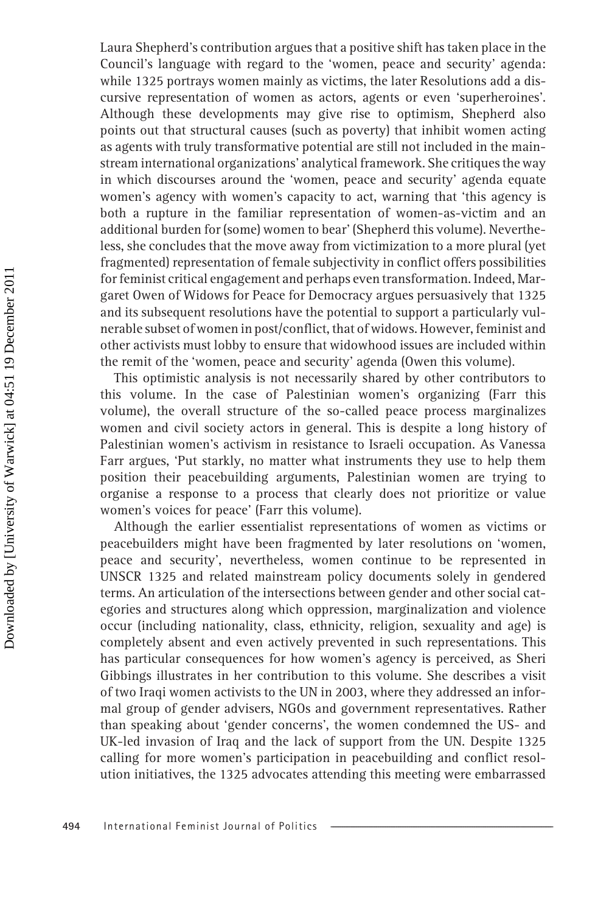Laura Shepherd's contribution argues that a positive shift has taken place in the Council's language with regard to the 'women, peace and security' agenda: while 1325 portrays women mainly as victims, the later Resolutions add a discursive representation of women as actors, agents or even 'superheroines'. Although these developments may give rise to optimism, Shepherd also points out that structural causes (such as poverty) that inhibit women acting as agents with truly transformative potential are still not included in the mainstream international organizations' analytical framework. She critiques the way in which discourses around the 'women, peace and security' agenda equate women's agency with women's capacity to act, warning that 'this agency is both a rupture in the familiar representation of women-as-victim and an additional burden for (some) women to bear' (Shepherd this volume). Nevertheless, she concludes that the move away from victimization to a more plural (yet fragmented) representation of female subjectivity in conflict offers possibilities for feminist critical engagement and perhaps even transformation. Indeed, Margaret Owen of Widows for Peace for Democracy argues persuasively that 1325 and its subsequent resolutions have the potential to support a particularly vulnerable subset of women in post/conflict, that of widows. However, feminist and other activists must lobby to ensure that widowhood issues are included within the remit of the 'women, peace and security' agenda (Owen this volume).

This optimistic analysis is not necessarily shared by other contributors to this volume. In the case of Palestinian women's organizing (Farr this volume), the overall structure of the so-called peace process marginalizes women and civil society actors in general. This is despite a long history of Palestinian women's activism in resistance to Israeli occupation. As Vanessa Farr argues, 'Put starkly, no matter what instruments they use to help them position their peacebuilding arguments, Palestinian women are trying to organise a response to a process that clearly does not prioritize or value women's voices for peace' (Farr this volume).

Although the earlier essentialist representations of women as victims or peacebuilders might have been fragmented by later resolutions on 'women, peace and security', nevertheless, women continue to be represented in UNSCR 1325 and related mainstream policy documents solely in gendered terms. An articulation of the intersections between gender and other social categories and structures along which oppression, marginalization and violence occur (including nationality, class, ethnicity, religion, sexuality and age) is completely absent and even actively prevented in such representations. This has particular consequences for how women's agency is perceived, as Sheri Gibbings illustrates in her contribution to this volume. She describes a visit of two Iraqi women activists to the UN in 2003, where they addressed an informal group of gender advisers, NGOs and government representatives. Rather than speaking about 'gender concerns', the women condemned the US- and UK-led invasion of Iraq and the lack of support from the UN. Despite 1325 calling for more women's participation in peacebuilding and conflict resolution initiatives, the 1325 advocates attending this meeting were embarrassed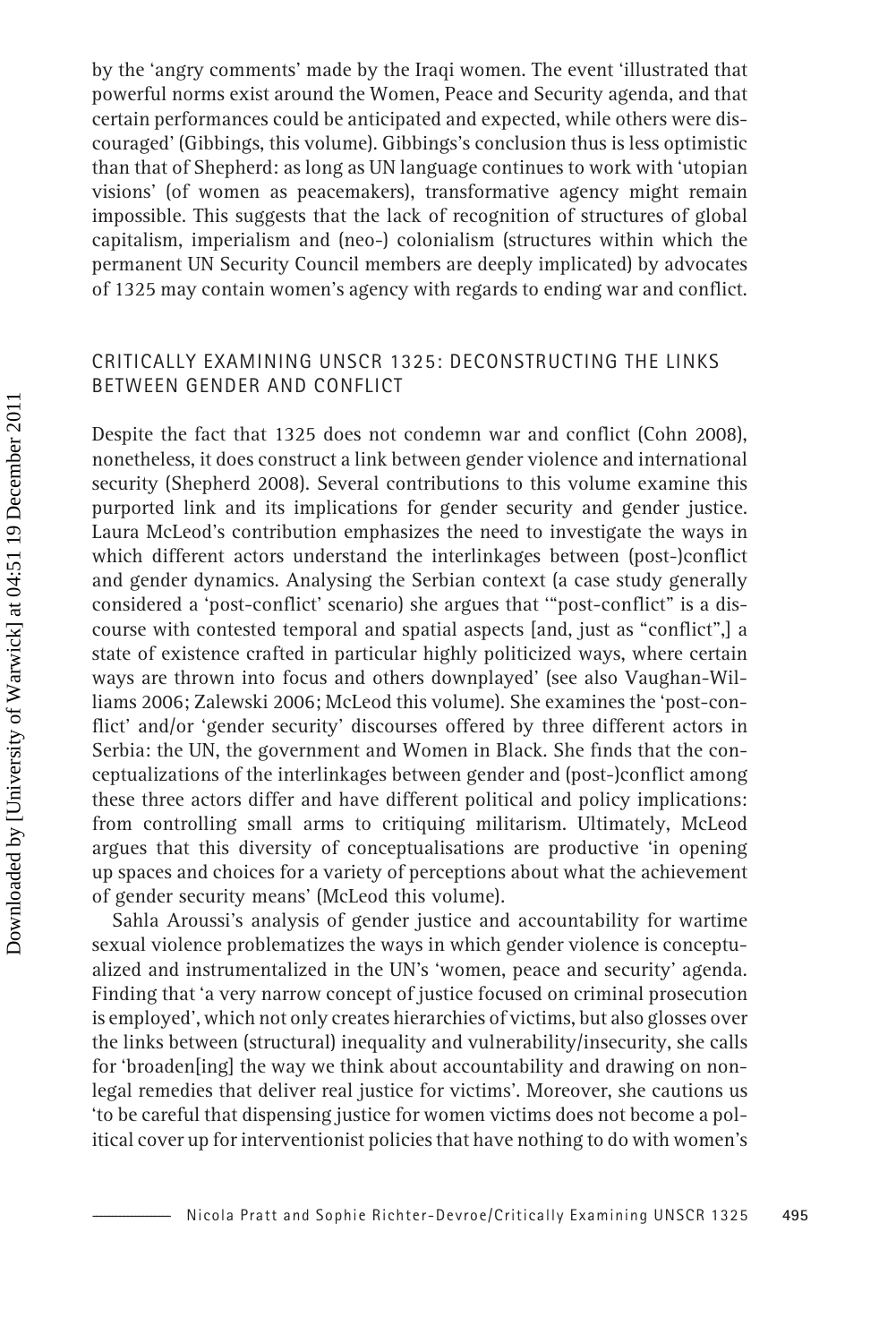by the 'angry comments' made by the Iraqi women. The event 'illustrated that powerful norms exist around the Women, Peace and Security agenda, and that certain performances could be anticipated and expected, while others were discouraged' (Gibbings, this volume). Gibbings's conclusion thus is less optimistic than that of Shepherd: as long as UN language continues to work with 'utopian visions' (of women as peacemakers), transformative agency might remain impossible. This suggests that the lack of recognition of structures of global capitalism, imperialism and (neo-) colonialism (structures within which the permanent UN Security Council members are deeply implicated) by advocates of 1325 may contain women's agency with regards to ending war and conflict.

## CRITICALLY EXAMINING UNSCR 1325: DECONSTRUCTING THE LINKS BETWEEN GENDER AND CONFLICT

Despite the fact that 1325 does not condemn war and conflict (Cohn 2008), nonetheless, it does construct a link between gender violence and international security (Shepherd 2008). Several contributions to this volume examine this purported link and its implications for gender security and gender justice. Laura McLeod's contribution emphasizes the need to investigate the ways in which different actors understand the interlinkages between (post-)conflict and gender dynamics. Analysing the Serbian context (a case study generally considered a 'post-conflict' scenario) she argues that '"post-conflict" is a discourse with contested temporal and spatial aspects [and, just as "conflict",] a state of existence crafted in particular highly politicized ways, where certain ways are thrown into focus and others downplayed' (see also Vaughan-Williams 2006; Zalewski 2006; McLeod this volume). She examines the 'post-conflict' and/or 'gender security' discourses offered by three different actors in Serbia: the UN, the government and Women in Black. She finds that the conceptualizations of the interlinkages between gender and (post-)conflict among these three actors differ and have different political and policy implications: from controlling small arms to critiquing militarism. Ultimately, McLeod argues that this diversity of conceptualisations are productive 'in opening up spaces and choices for a variety of perceptions about what the achievement of gender security means' (McLeod this volume).

Sahla Aroussi's analysis of gender justice and accountability for wartime sexual violence problematizes the ways in which gender violence is conceptualized and instrumentalized in the UN's 'women, peace and security' agenda. Finding that 'a very narrow concept of justice focused on criminal prosecution is employed', which not only creates hierarchies of victims, but also glosses over the links between (structural) inequality and vulnerability/insecurity, she calls for 'broaden[ing] the way we think about accountability and drawing on non-legal remedies that deliver real justice for victims'. Moreover, she cautions us 'to be careful that dispensing justice for women victims does not become a political cover up for interventionist policies that have nothing to do with women's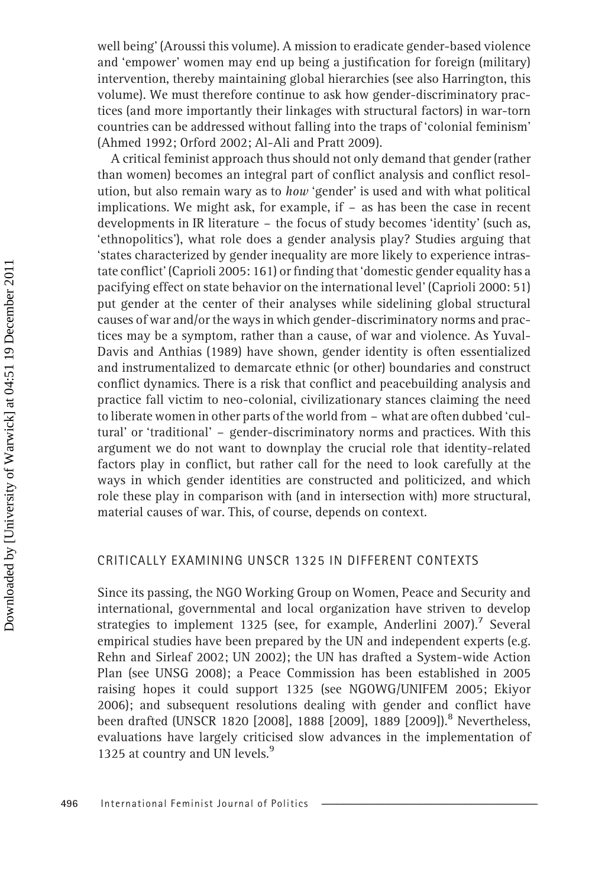well being' (Aroussi this volume). A mission to eradicate gender-based violence and 'empower' women may end up being a justification for foreign (military) intervention, thereby maintaining global hierarchies (see also Harrington, this volume). We must therefore continue to ask how gender-discriminatory practices (and more importantly their linkages with structural factors) in war-torn countries can be addressed without falling into the traps of 'colonial feminism' (Ahmed 1992; Orford 2002; Al-Ali and Pratt 2009).

A critical feminist approach thus should not only demand that gender (rather than women) becomes an integral part of conflict analysis and conflict resolution, but also remain wary as to *how* 'gender' is used and with what political implications. We might ask, for example, if – as has been the case in recent developments in IR literature – the focus of study becomes 'identity' (such as, 'ethnopolitics'), what role does a gender analysis play? Studies arguing that 'states characterized by gender inequality are more likely to experience intrastate conflict' (Caprioli 2005: 161) or finding that 'domestic gender equality has a pacifying effect on state behavior on the international level' (Caprioli 2000: 51) put gender at the center of their analyses while sidelining global structural causes of war and/or the ways in which gender-discriminatory norms and practices may be a symptom, rather than a cause, of war and violence. As Yuval-Davis and Anthias (1989) have shown, gender identity is often essentialized and instrumentalized to demarcate ethnic (or other) boundaries and construct conflict dynamics. There is a risk that conflict and peacebuilding analysis and practice fall victim to neo-colonial, civilizationary stances claiming the need to liberate women in other parts of the world from – what are often dubbed 'cultural' or 'traditional' – gender-discriminatory norms and practices. With this argument we do not want to downplay the crucial role that identity-related factors play in conflict, but rather call for the need to look carefully at the ways in which gender identities are constructed and politicized, and which role these play in comparison with (and in intersection with) more structural, material causes of war. This, of course, depends on context.

## CRITICALLY EXAMINING UNSCR 1325 IN DIFFERENT CONTEXTS

Since its passing, the NGO Working Group on Women, Peace and Security and international, governmental and local organization have striven to develop strategies to implement 1325 (see, for example, Anderlini 2007).[7] Several empirical studies have been prepared by the UN and independent experts (e.g. Rehn and Sirleaf 2002; UN 2002); the UN has drafted a System-wide Action Plan (see UNSG 2008); a Peace Commission has been established in 2005 raising hopes it could support 1325 (see NGOWG/UNIFEM 2005; Ekiyor 2006); and subsequent resolutions dealing with gender and conflict have been drafted (UNSCR 1820 [2008], 1888 [2009], 1889 [2009]).[8] Nevertheless, evaluations have largely criticised slow advances in the implementation of 1325 at country and UN levels.[9]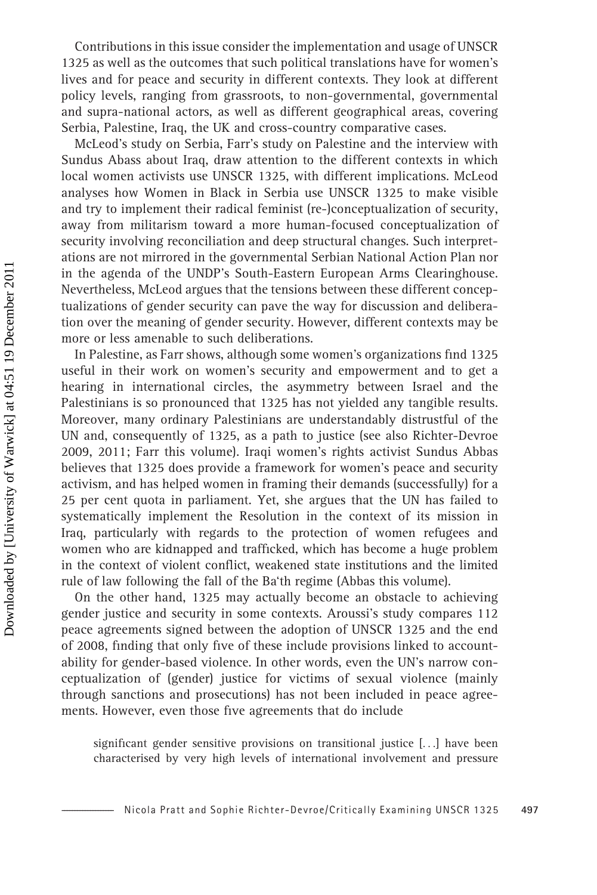Contributions in this issue consider the implementation and usage of UNSCR 1325 as well as the outcomes that such political translations have for women's lives and for peace and security in different contexts. They look at different policy levels, ranging from grassroots, to non-governmental, governmental and supra-national actors, as well as different geographical areas, covering Serbia, Palestine, Iraq, the UK and cross-country comparative cases.

McLeod's study on Serbia, Farr's study on Palestine and the interview with Sundus Abass about Iraq, draw attention to the different contexts in which local women activists use UNSCR 1325, with different implications. McLeod analyses how Women in Black in Serbia use UNSCR 1325 to make visible and try to implement their radical feminist (re-)conceptualization of security, away from militarism toward a more human-focused conceptualization of security involving reconciliation and deep structural changes. Such interpretations are not mirrored in the governmental Serbian National Action Plan nor in the agenda of the UNDP's South-Eastern European Arms Clearinghouse. Nevertheless, McLeod argues that the tensions between these different conceptualizations of gender security can pave the way for discussion and deliberation over the meaning of gender security. However, different contexts may be more or less amenable to such deliberations.

In Palestine, as Farr shows, although some women's organizations find 1325 useful in their work on women's security and empowerment and to get a hearing in international circles, the asymmetry between Israel and the Palestinians is so pronounced that 1325 has not yielded any tangible results. Moreover, many ordinary Palestinians are understandably distrustful of the UN and, consequently of 1325, as a path to justice (see also Richter-Devroe 2009, 2011; Farr this volume). Iraqi women's rights activist Sundus Abbas believes that 1325 does provide a framework for women's peace and security activism, and has helped women in framing their demands (successfully) for a 25 per cent quota in parliament. Yet, she argues that the UN has failed to systematically implement the Resolution in the context of its mission in Iraq, particularly with regards to the protection of women refugees and women who are kidnapped and trafficked, which has become a huge problem in the context of violent conflict, weakened state institutions and the limited rule of law following the fall of the Ba'th regime (Abbas this volume).

On the other hand, 1325 may actually become an obstacle to achieving gender justice and security in some contexts. Aroussi's study compares 112 peace agreements signed between the adoption of UNSCR 1325 and the end of 2008, finding that only five of these include provisions linked to accountability for gender-based violence. In other words, even the UN's narrow conceptualization of (gender) justice for victims of sexual violence (mainly through sanctions and prosecutions) has not been included in peace agreements. However, even those five agreements that do include

> significant gender sensitive provisions on transitional justice [...] have been characterised by very high levels of international involvement and pressure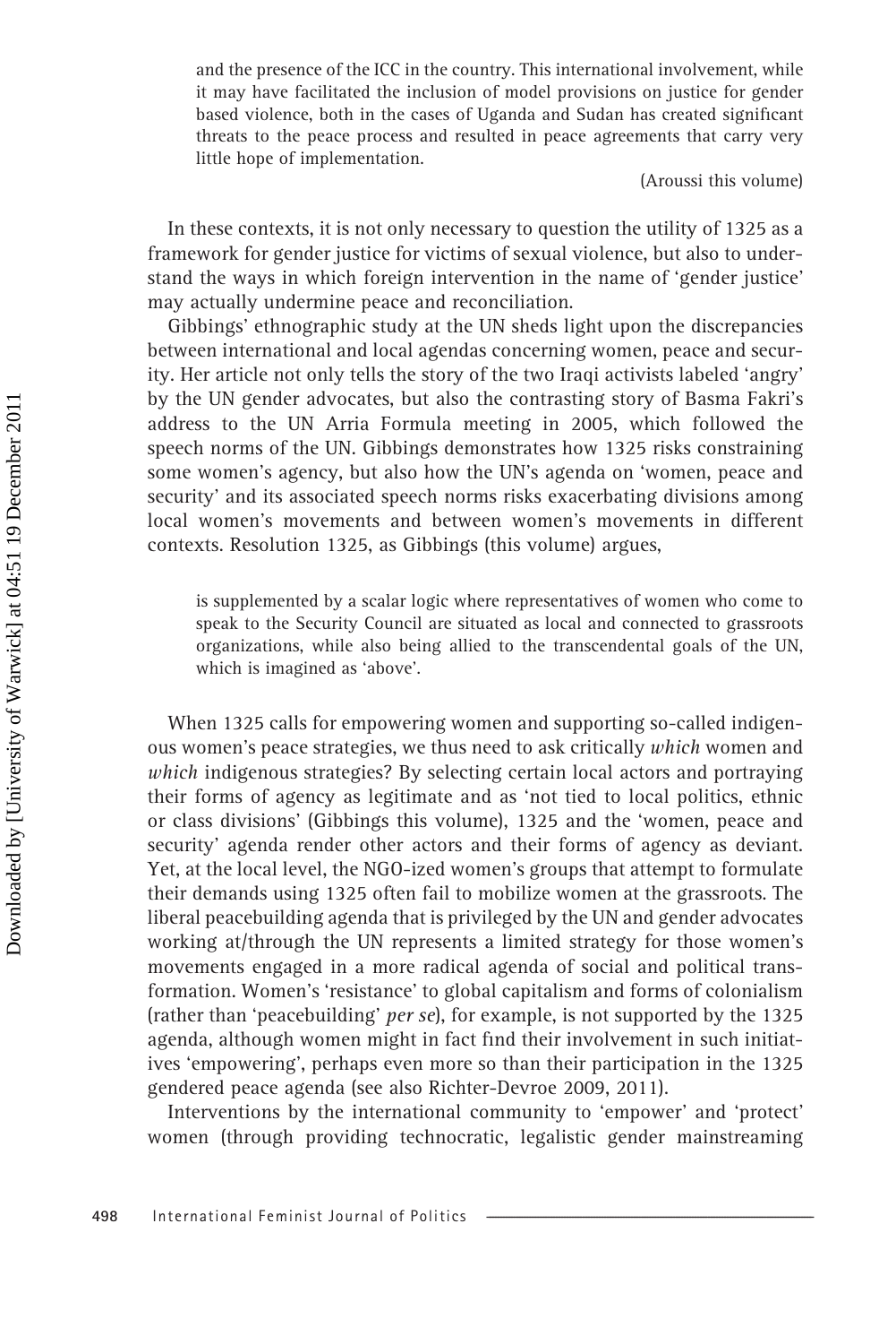and the presence of the ICC in the country. This international involvement, while it may have facilitated the inclusion of model provisions on justice for gender based violence, both in the cases of Uganda and Sudan has created significant threats to the peace process and resulted in peace agreements that carry very little hope of implementation.

(Aroussi this volume)

In these contexts, it is not only necessary to question the utility of 1325 as a framework for gender justice for victims of sexual violence, but also to understand the ways in which foreign intervention in the name of 'gender justice' may actually undermine peace and reconciliation.

Gibbings' ethnographic study at the UN sheds light upon the discrepancies between international and local agendas concerning women, peace and security. Her article not only tells the story of the two Iraqi activists labeled 'angry' by the UN gender advocates, but also the contrasting story of Basma Fakri's address to the UN Arria Formula meeting in 2005, which followed the speech norms of the UN. Gibbings demonstrates how 1325 risks constraining some women's agency, but also how the UN's agenda on 'women, peace and security' and its associated speech norms risks exacerbating divisions among local women's movements and between women's movements in different contexts. Resolution 1325, as Gibbings (this volume) argues,

> is supplemented by a scalar logic where representatives of women who come to speak to the Security Council are situated as local and connected to grassroots organizations, while also being allied to the transcendental goals of the UN, which is imagined as 'above'.

When 1325 calls for empowering women and supporting so-called indigenous women's peace strategies, we thus need to ask critically *which* women and *which* indigenous strategies? By selecting certain local actors and portraying their forms of agency as legitimate and as 'not tied to local politics, ethnic or class divisions' (Gibbings this volume), 1325 and the 'women, peace and security' agenda render other actors and their forms of agency as deviant. Yet, at the local level, the NGO-ized women's groups that attempt to formulate their demands using 1325 often fail to mobilize women at the grassroots. The liberal peacebuilding agenda that is privileged by the UN and gender advocates working at/through the UN represents a limited strategy for those women's movements engaged in a more radical agenda of social and political transformation. Women's 'resistance' to global capitalism and forms of colonialism (rather than 'peacebuilding' *per se*), for example, is not supported by the 1325 agenda, although women might in fact find their involvement in such initiatives 'empowering', perhaps even more so than their participation in the 1325 gendered peace agenda (see also Richter-Devroe 2009, 2011).

Interventions by the international community to 'empower' and 'protect' women (through providing technocratic, legalistic gender mainstreaming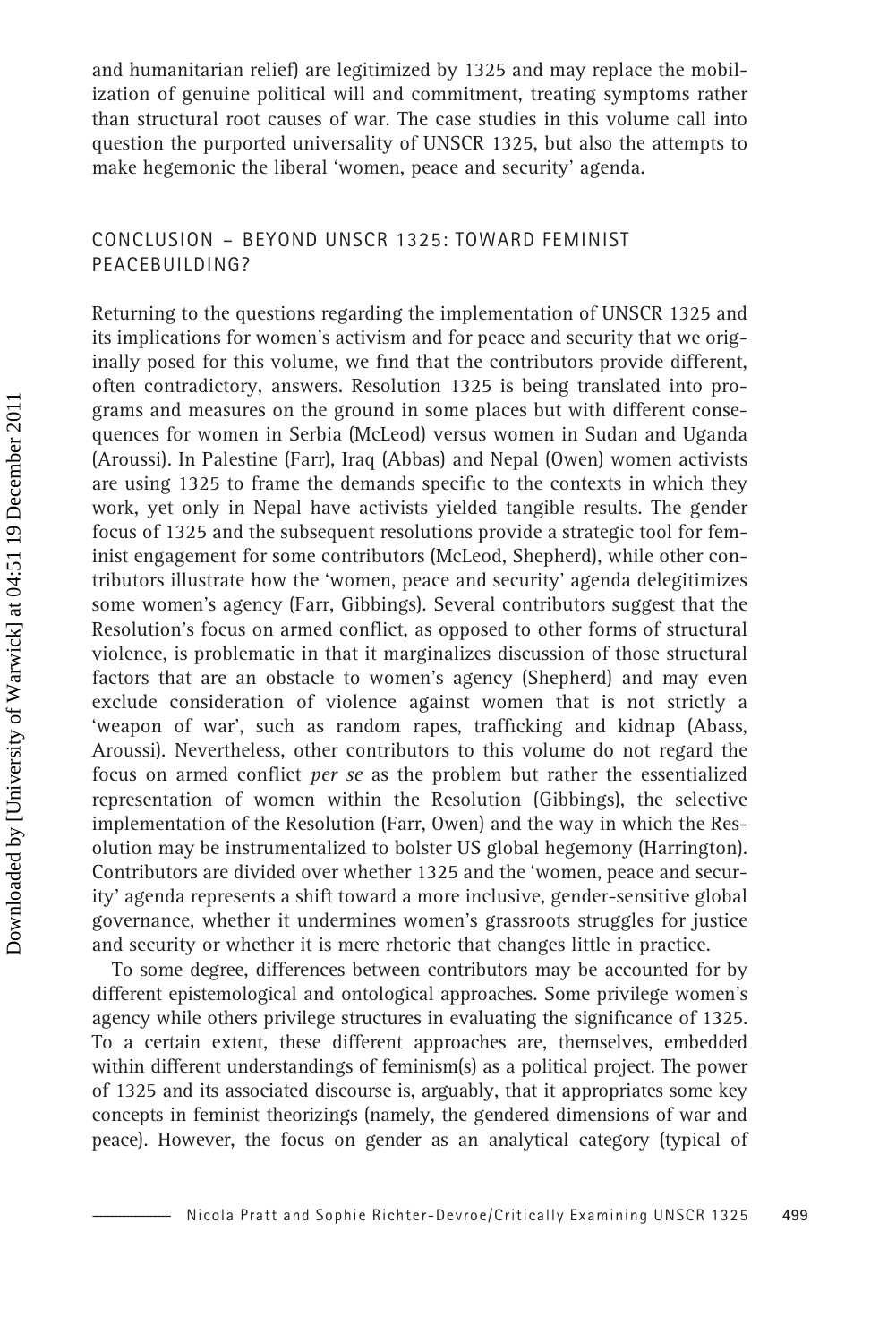and humanitarian relief) are legitimized by 1325 and may replace the mobilization of genuine political will and commitment, treating symptoms rather than structural root causes of war. The case studies in this volume call into question the purported universality of UNSCR 1325, but also the attempts to make hegemonic the liberal 'women, peace and security' agenda.

## CONCLUSION – BEYOND UNSCR 1325: TOWARD FEMINIST PEACEBUILDING?

Returning to the questions regarding the implementation of UNSCR 1325 and its implications for women's activism and for peace and security that we originally posed for this volume, we find that the contributors provide different, often contradictory, answers. Resolution 1325 is being translated into programs and measures on the ground in some places but with different consequences for women in Serbia (McLeod) versus women in Sudan and Uganda (Aroussi). In Palestine (Farr), Iraq (Abbas) and Nepal (Owen) women activists are using 1325 to frame the demands specific to the contexts in which they work, yet only in Nepal have activists yielded tangible results. The gender focus of 1325 and the subsequent resolutions provide a strategic tool for feminist engagement for some contributors (McLeod, Shepherd), while other contributors illustrate how the 'women, peace and security' agenda delegitimizes some women's agency (Farr, Gibbings). Several contributors suggest that the Resolution's focus on armed conflict, as opposed to other forms of structural violence, is problematic in that it marginalizes discussion of those structural factors that are an obstacle to women's agency (Shepherd) and may even exclude consideration of violence against women that is not strictly a 'weapon of war', such as random rapes, trafficking and kidnap (Abass, Aroussi). Nevertheless, other contributors to this volume do not regard the focus on armed conflict *per se* as the problem but rather the essentialized representation of women within the Resolution (Gibbings), the selective implementation of the Resolution (Farr, Owen) and the way in which the Resolution may be instrumentalized to bolster US global hegemony (Harrington). Contributors are divided over whether 1325 and the 'women, peace and security' agenda represents a shift toward a more inclusive, gender-sensitive global governance, whether it undermines women's grassroots struggles for justice and security or whether it is mere rhetoric that changes little in practice.

To some degree, differences between contributors may be accounted for by different epistemological and ontological approaches. Some privilege women's agency while others privilege structures in evaluating the significance of 1325. To a certain extent, these different approaches are, themselves, embedded within different understandings of feminism(s) as a political project. The power of 1325 and its associated discourse is, arguably, that it appropriates some key concepts in feminist theorizings (namely, the gendered dimensions of war and peace). However, the focus on gender as an analytical category (typical of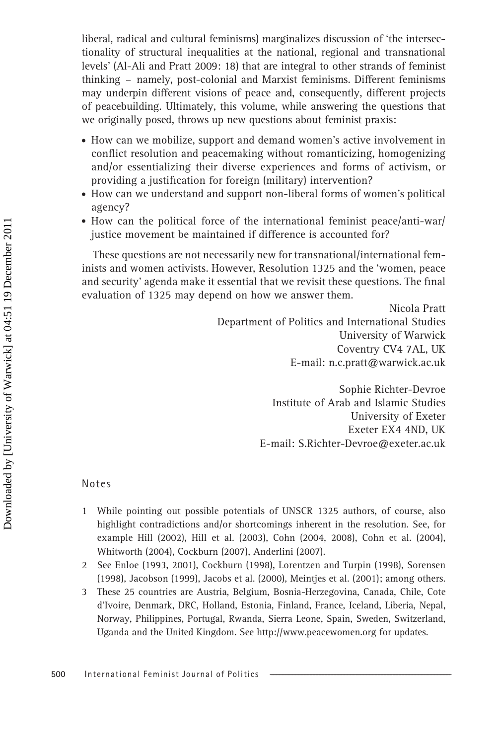liberal, radical and cultural feminisms) marginalizes discussion of 'the intersectionality of structural inequalities at the national, regional and transnational levels' (Al-Ali and Pratt 2009: 18) that are integral to other strands of feminist thinking – namely, post-colonial and Marxist feminisms. Different feminisms may underpin different visions of peace and, consequently, different projects of peacebuilding. Ultimately, this volume, while answering the questions that we originally posed, throws up new questions about feminist praxis:

- How can we mobilize, support and demand women's active involvement in conflict resolution and peacemaking without romanticizing, homogenizing and/or essentializing their diverse experiences and forms of activism, or providing a justification for foreign (military) intervention?
- How can we understand and support non-liberal forms of women's political agency?
- How can the political force of the international feminist peace/anti-war/justice movement be maintained if difference is accounted for?

These questions are not necessarily new for transnational/international feminists and women activists. However, Resolution 1325 and the 'women, peace and security' agenda make it essential that we revisit these questions. The final evaluation of 1325 may depend on how we answer them.

Nicola Pratt
Department of Politics and International Studies
University of Warwick
Coventry CV4 7AL, UK
E-mail: n.c.pratt@warwick.ac.uk

Sophie Richter-Devroe
Institute of Arab and Islamic Studies
University of Exeter
Exeter EX4 4ND, UK
E-mail: S.Richter-Devroe@exeter.ac.uk

## Notes

1. While pointing out possible potentials of UNSCR 1325 authors, of course, also highlight contradictions and/or shortcomings inherent in the resolution. See, for example Hill (2002), Hill et al. (2003), Cohn (2004, 2008), Cohn et al. (2004), Whitworth (2004), Cockburn (2007), Anderlini (2007).
2. See Enloe (1993, 2001), Cockburn (1998), Lorentzen and Turpin (1998), Sorensen (1998), Jacobson (1999), Jacobs et al. (2000), Meintjes et al. (2001); among others.
3. These 25 countries are Austria, Belgium, Bosnia-Herzegovina, Canada, Chile, Cote d'Ivoire, Denmark, DRC, Holland, Estonia, Finland, France, Iceland, Liberia, Nepal, Norway, Philippines, Portugal, Rwanda, Sierra Leone, Spain, Sweden, Switzerland, Uganda and the United Kingdom. See http://www.peacewomen.org for updates.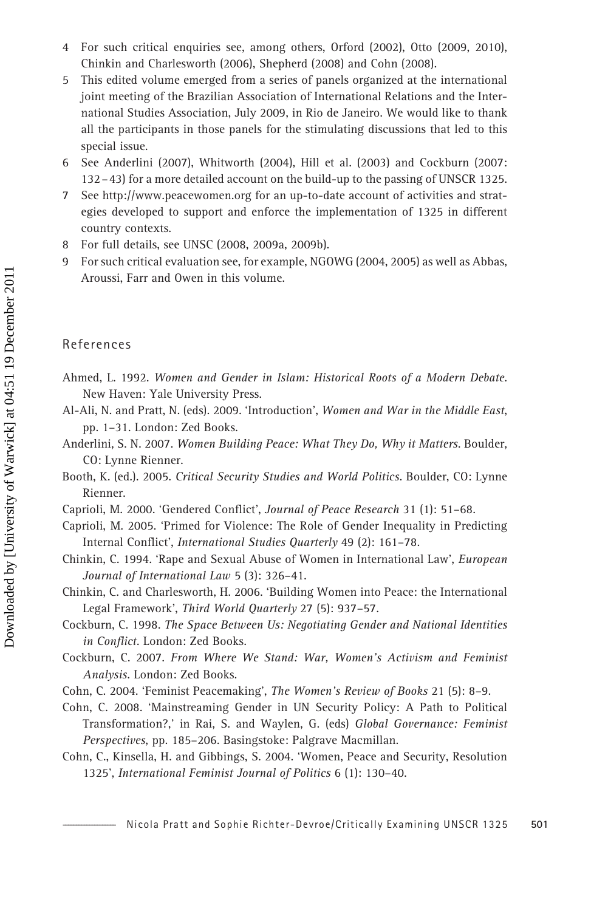4 For such critical enquiries see, among others, Orford (2002), Otto (2009, 2010), Chinkin and Charlesworth (2006), Shepherd (2008) and Cohn (2008).

5 This edited volume emerged from a series of panels organized at the international joint meeting of the Brazilian Association of International Relations and the International Studies Association, July 2009, in Rio de Janeiro. We would like to thank all the participants in those panels for the stimulating discussions that led to this special issue.

6 See Anderlini (2007), Whitworth (2004), Hill et al. (2003) and Cockburn (2007: 132–43) for a more detailed account on the build-up to the passing of UNSCR 1325.

7 See http://www.peacewomen.org for an up-to-date account of activities and strategies developed to support and enforce the implementation of 1325 in different country contexts.

8 For full details, see UNSC (2008, 2009a, 2009b).

9 For such critical evaluation see, for example, NGOWG (2004, 2005) as well as Abbas, Aroussi, Farr and Owen in this volume.

## References

Ahmed, L. 1992. *Women and Gender in Islam: Historical Roots of a Modern Debate*. New Haven: Yale University Press.

Al-Ali, N. and Pratt, N. (eds). 2009. 'Introduction', *Women and War in the Middle East*, pp. 1–31. London: Zed Books.

Anderlini, S. N. 2007. *Women Building Peace: What They Do, Why it Matters*. Boulder, CO: Lynne Rienner.

Booth, K. (ed.). 2005. *Critical Security Studies and World Politics*. Boulder, CO: Lynne Rienner.

Caprioli, M. 2000. 'Gendered Conflict', *Journal of Peace Research* 31 (1): 51–68.

Caprioli, M. 2005. 'Primed for Violence: The Role of Gender Inequality in Predicting Internal Conflict', *International Studies Quarterly* 49 (2): 161–78.

Chinkin, C. 1994. 'Rape and Sexual Abuse of Women in International Law', *European Journal of International Law* 5 (3): 326–41.

Chinkin, C. and Charlesworth, H. 2006. 'Building Women into Peace: the International Legal Framework', *Third World Quarterly* 27 (5): 937–57.

Cockburn, C. 1998. *The Space Between Us: Negotiating Gender and National Identities in Conflict*. London: Zed Books.

Cockburn, C. 2007. *From Where We Stand: War, Women's Activism and Feminist Analysis*. London: Zed Books.

Cohn, C. 2004. 'Feminist Peacemaking', *The Women's Review of Books* 21 (5): 8–9.

Cohn, C. 2008. 'Mainstreaming Gender in UN Security Policy: A Path to Political Transformation?,' in Rai, S. and Waylen, G. (eds) *Global Governance: Feminist Perspectives*, pp. 185–206. Basingstoke: Palgrave Macmillan.

Cohn, C., Kinsella, H. and Gibbings, S. 2004. 'Women, Peace and Security, Resolution 1325', *International Feminist Journal of Politics* 6 (1): 130–40.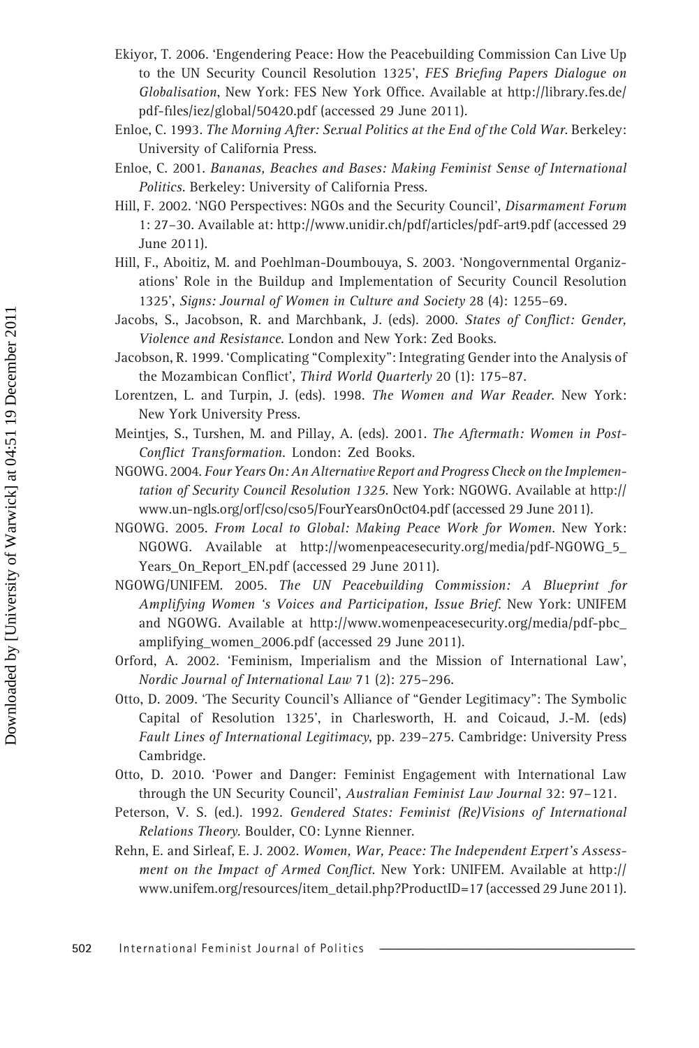Ekiyor, T. 2006. 'Engendering Peace: How the Peacebuilding Commission Can Live Up to the UN Security Council Resolution 1325', *FES Briefing Papers Dialogue on Globalisation*, New York: FES New York Office. Available at http://library.fes.de/pdf-files/iez/global/50420.pdf (accessed 29 June 2011).

Enloe, C. 1993. *The Morning After: Sexual Politics at the End of the Cold War*. Berkeley: University of California Press.

Enloe, C. 2001. *Bananas, Beaches and Bases: Making Feminist Sense of International Politics*. Berkeley: University of California Press.

Hill, F. 2002. 'NGO Perspectives: NGOs and the Security Council', *Disarmament Forum* 1: 27–30. Available at: http://www.unidir.ch/pdf/articles/pdf-art9.pdf (accessed 29 June 2011).

Hill, F., Aboitiz, M. and Poehlman-Doumbouya, S. 2003. 'Nongovernmental Organizations' Role in the Buildup and Implementation of Security Council Resolution 1325', *Signs: Journal of Women in Culture and Society* 28 (4): 1255–69.

Jacobs, S., Jacobson, R. and Marchbank, J. (eds). 2000. *States of Conflict: Gender, Violence and Resistance*. London and New York: Zed Books.

Jacobson, R. 1999. 'Complicating "Complexity": Integrating Gender into the Analysis of the Mozambican Conflict', *Third World Quarterly* 20 (1): 175–87.

Lorentzen, L. and Turpin, J. (eds). 1998. *The Women and War Reader*. New York: New York University Press.

Meintjes, S., Turshen, M. and Pillay, A. (eds). 2001. *The Aftermath: Women in Post-Conflict Transformation*. London: Zed Books.

NGOWG. 2004. *Four Years On: An Alternative Report and Progress Check on the Implementation of Security Council Resolution 1325*. New York: NGOWG. Available at http://www.un-ngls.org/orf/cso/cso5/FourYearsOnOct04.pdf (accessed 29 June 2011).

NGOWG. 2005. *From Local to Global: Making Peace Work for Women*. New York: NGOWG. Available at http://womenpeacesecurity.org/media/pdf-NGOWG_5_Years_On_Report_EN.pdf (accessed 29 June 2011).

NGOWG/UNIFEM. 2005. *The UN Peacebuilding Commission: A Blueprint for Amplifying Women 's Voices and Participation, Issue Brief*. New York: UNIFEM and NGOWG. Available at http://www.womenpeacesecurity.org/media/pdf-pbc_amplifying_women_2006.pdf (accessed 29 June 2011).

Orford, A. 2002. 'Feminism, Imperialism and the Mission of International Law', *Nordic Journal of International Law* 71 (2): 275–296.

Otto, D. 2009. 'The Security Council's Alliance of "Gender Legitimacy": The Symbolic Capital of Resolution 1325', in Charlesworth, H. and Coicaud, J.-M. (eds) *Fault Lines of International Legitimacy*, pp. 239–275. Cambridge: University Press Cambridge.

Otto, D. 2010. 'Power and Danger: Feminist Engagement with International Law through the UN Security Council', *Australian Feminist Law Journal* 32: 97–121.

Peterson, V. S. (ed.). 1992. *Gendered States: Feminist (Re)Visions of International Relations Theory*. Boulder, CO: Lynne Rienner.

Rehn, E. and Sirleaf, E. J. 2002. *Women, War, Peace: The Independent Expert's Assessment on the Impact of Armed Conflict*. New York: UNIFEM. Available at http://www.unifem.org/resources/item_detail.php?ProductID=17 (accessed 29 June 2011).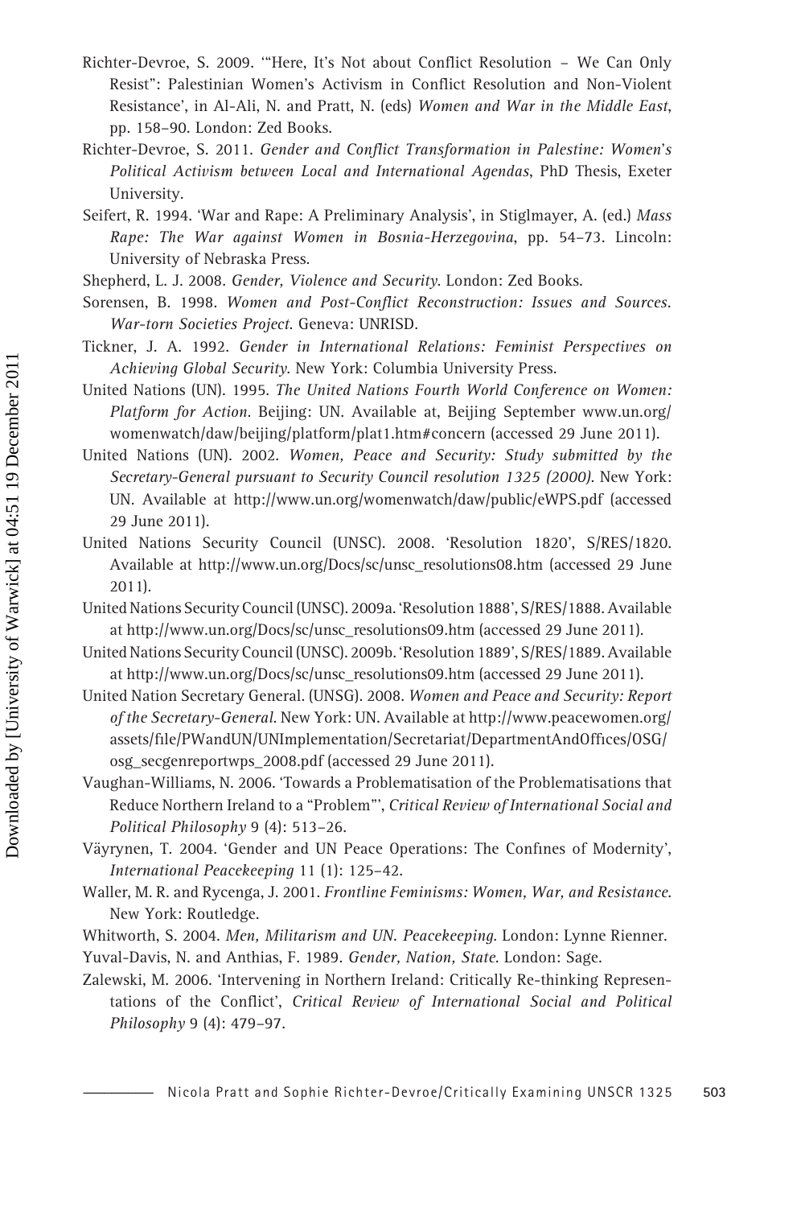Richter-Devroe, S. 2009. '"Here, It's Not about Conflict Resolution – We Can Only Resist": Palestinian Women's Activism in Conflict Resolution and Non-Violent Resistance', in Al-Ali, N. and Pratt, N. (eds) *Women and War in the Middle East*, pp. 158–90. London: Zed Books.

Richter-Devroe, S. 2011. *Gender and Conflict Transformation in Palestine: Women's Political Activism between Local and International Agendas*, PhD Thesis, Exeter University.

Seifert, R. 1994. 'War and Rape: A Preliminary Analysis', in Stiglmayer, A. (ed.) *Mass Rape: The War against Women in Bosnia-Herzegovina*, pp. 54–73. Lincoln: University of Nebraska Press.

Shepherd, L. J. 2008. *Gender, Violence and Security*. London: Zed Books.

Sorensen, B. 1998. *Women and Post-Conflict Reconstruction: Issues and Sources. War-torn Societies Project*. Geneva: UNRISD.

Tickner, J. A. 1992. *Gender in International Relations: Feminist Perspectives on Achieving Global Security*. New York: Columbia University Press.

United Nations (UN). 1995. *The United Nations Fourth World Conference on Women: Platform for Action*. Beijing: UN. Available at, Beijing September www.un.org/womenwatch/daw/beijing/platform/plat1.htm#concern (accessed 29 June 2011).

United Nations (UN). 2002. *Women, Peace and Security: Study submitted by the Secretary-General pursuant to Security Council resolution 1325 (2000)*. New York: UN. Available at http://www.un.org/womenwatch/daw/public/eWPS.pdf (accessed 29 June 2011).

United Nations Security Council (UNSC). 2008. 'Resolution 1820', S/RES/1820. Available at http://www.un.org/Docs/sc/unsc_resolutions08.htm (accessed 29 June 2011).

United Nations Security Council (UNSC). 2009a. 'Resolution 1888', S/RES/1888. Available at http://www.un.org/Docs/sc/unsc_resolutions09.htm (accessed 29 June 2011).

United Nations Security Council (UNSC). 2009b. 'Resolution 1889', S/RES/1889. Available at http://www.un.org/Docs/sc/unsc_resolutions09.htm (accessed 29 June 2011).

United Nation Secretary General. (UNSG). 2008. *Women and Peace and Security: Report of the Secretary-General*. New York: UN. Available at http://www.peacewomen.org/assets/file/PWandUN/UNImplementation/Secretariat/DepartmentAndOffices/OSG/osg_secgenreportwps_2008.pdf (accessed 29 June 2011).

Vaughan-Williams, N. 2006. 'Towards a Problematisation of the Problematisations that Reduce Northern Ireland to a "Problem"', *Critical Review of International Social and Political Philosophy* 9 (4): 513–26.

Väyrynen, T. 2004. 'Gender and UN Peace Operations: The Confines of Modernity', *International Peacekeeping* 11 (1): 125–42.

Waller, M. R. and Rycenga, J. 2001. *Frontline Feminisms: Women, War, and Resistance*. New York: Routledge.

Whitworth, S. 2004. *Men, Militarism and UN. Peacekeeping*. London: Lynne Rienner.

Yuval-Davis, N. and Anthias, F. 1989. *Gender, Nation, State*. London: Sage.

Zalewski, M. 2006. 'Intervening in Northern Ireland: Critically Re-thinking Representations of the Conflict', *Critical Review of International Social and Political Philosophy* 9 (4): 479–97.